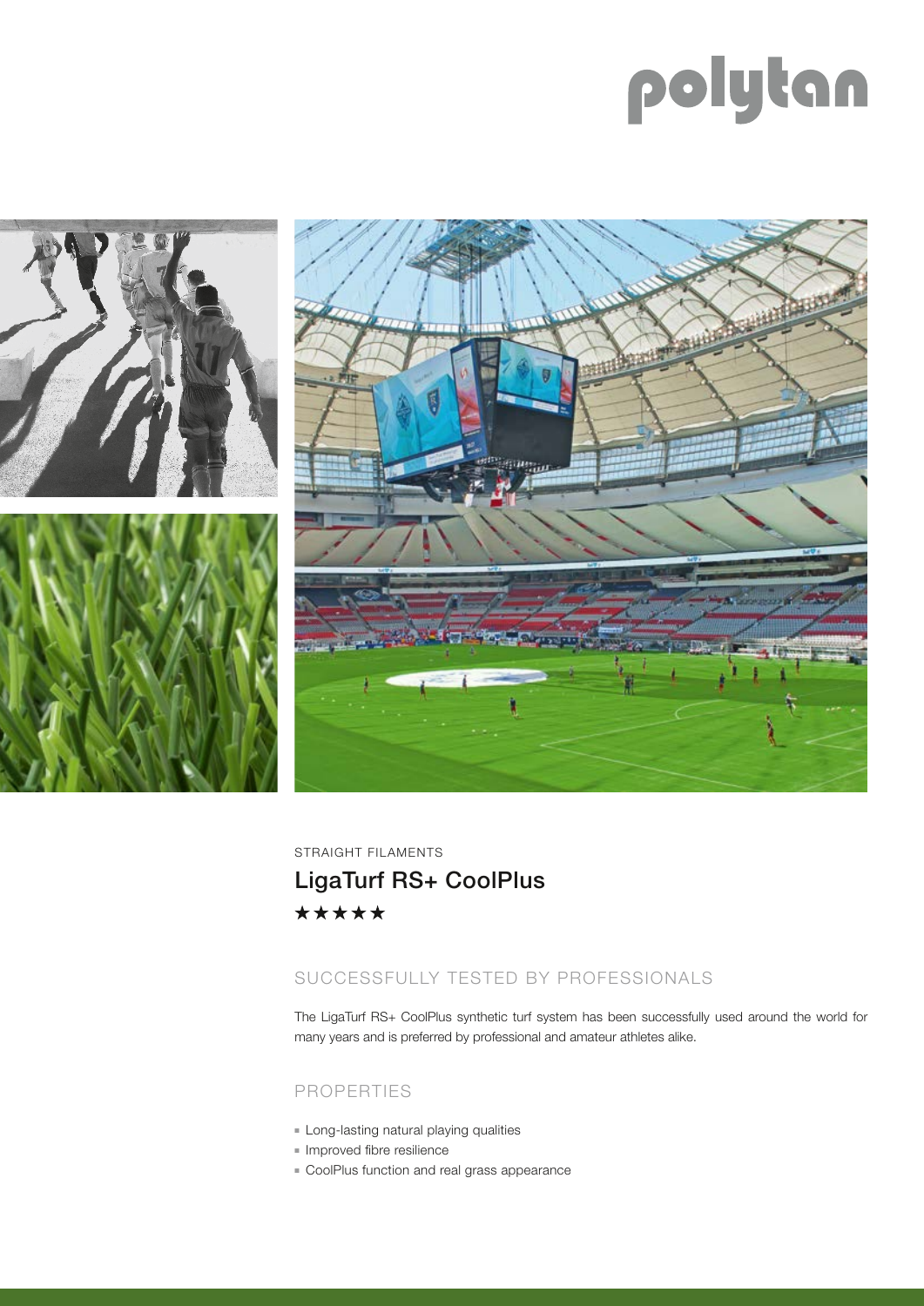polytan

STRAIGHT FILAMENTS

# LigaTurf RS+ CoolPlus

★★★★★

## SUCCESSFULLY TESTED BY PROFESSIONALS

The LigaTurf RS+ CoolPlus synthetic turf system has been successfully used around the world for many years and is preferred by professional and amateur athletes alike.

## PROPERTIES

- Long-lasting natural playing qualities
- Improved fibre resilience
- CoolPlus function and real grass appearance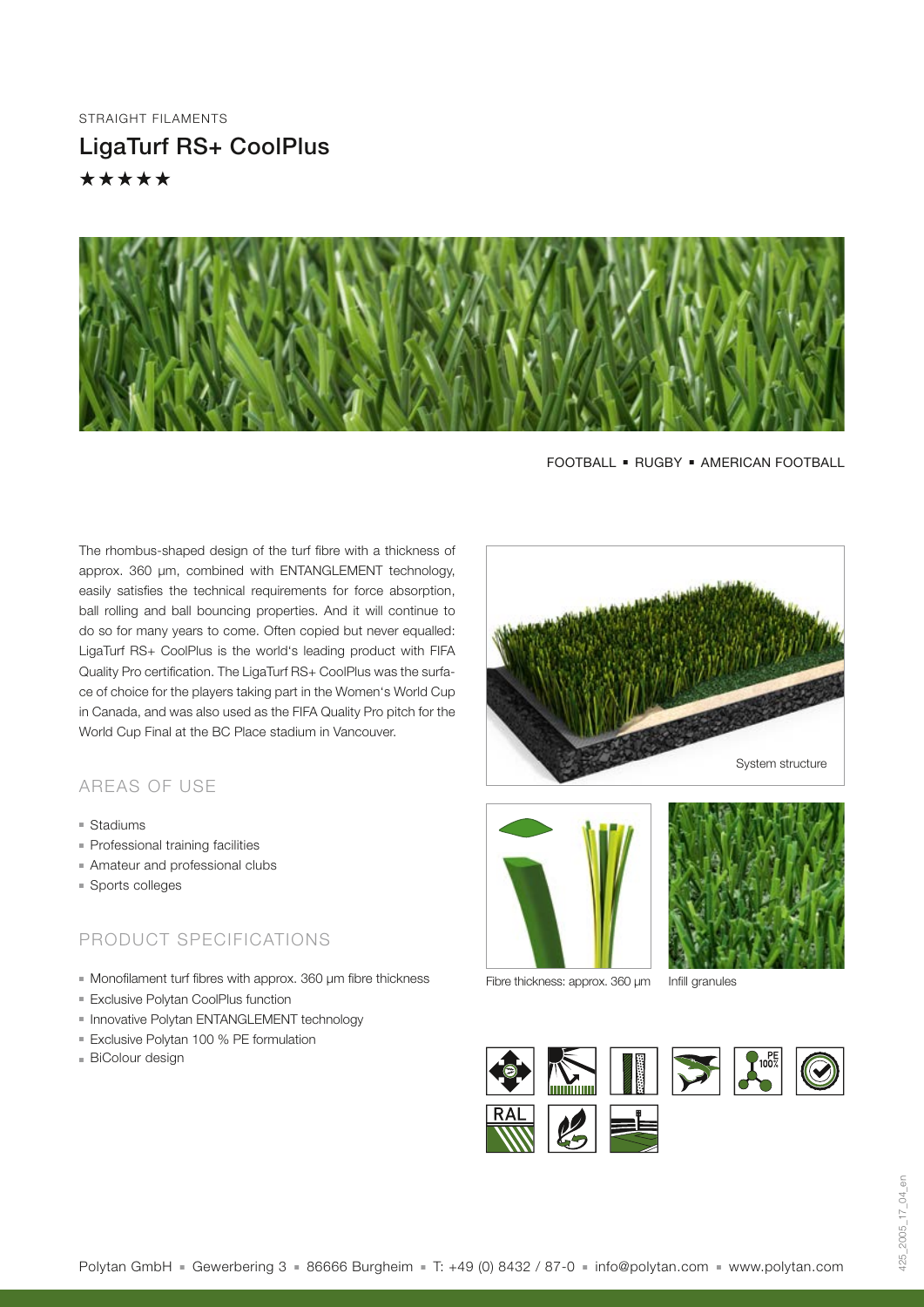STRAIGHT FILAMENTS

# LigaTurf RS+ CoolPlus

★★★★★

FOOTBALL ▪ RUGBY ▪ AMERICAN FOOTBALL

The rhombus-shaped design of the turf fibre with a thickness of approx. 360 µm, combined with ENTANGLEMENT technology, easily satisfies the technical requirements for force absorption, ball rolling and ball bouncing properties. And it will continue to do so for many years to come. Often copied but never equalled: LigaTurf RS+ CoolPlus is the world's leading product with FIFA Quality Pro certification. The LigaTurf RS+ CoolPlus was the surface of choice for the players taking part in the Women's World Cup in Canada, and was also used as the FIFA Quality Pro pitch for the World Cup Final at the BC Place stadium in Vancouver.

System structure

## AREAS OF USE

- Stadiums
- Professional training facilities
- Amateur and professional clubs
- Sports colleges

Fibre thickness: approx. 360 µm

Infill granules

## PRODUCT SPECIFICATIONS

- Monofilament turf fibres with approx. 360 µm fibre thickness
- Exclusive Polytan CoolPlus function
- Innovative Polytan ENTANGLEMENT technology
- Exclusive Polytan 100 % PE formulation
- BiColour design

PE 100%

RAL

Polytan GmbH ▪ Gewerbering 3 ▪ 86666 Burgheim ▪ T: +49 (0) 8432 / 87-0 ▪ info@polytan.com ▪ www.polytan.com

425_2005_17_04_en